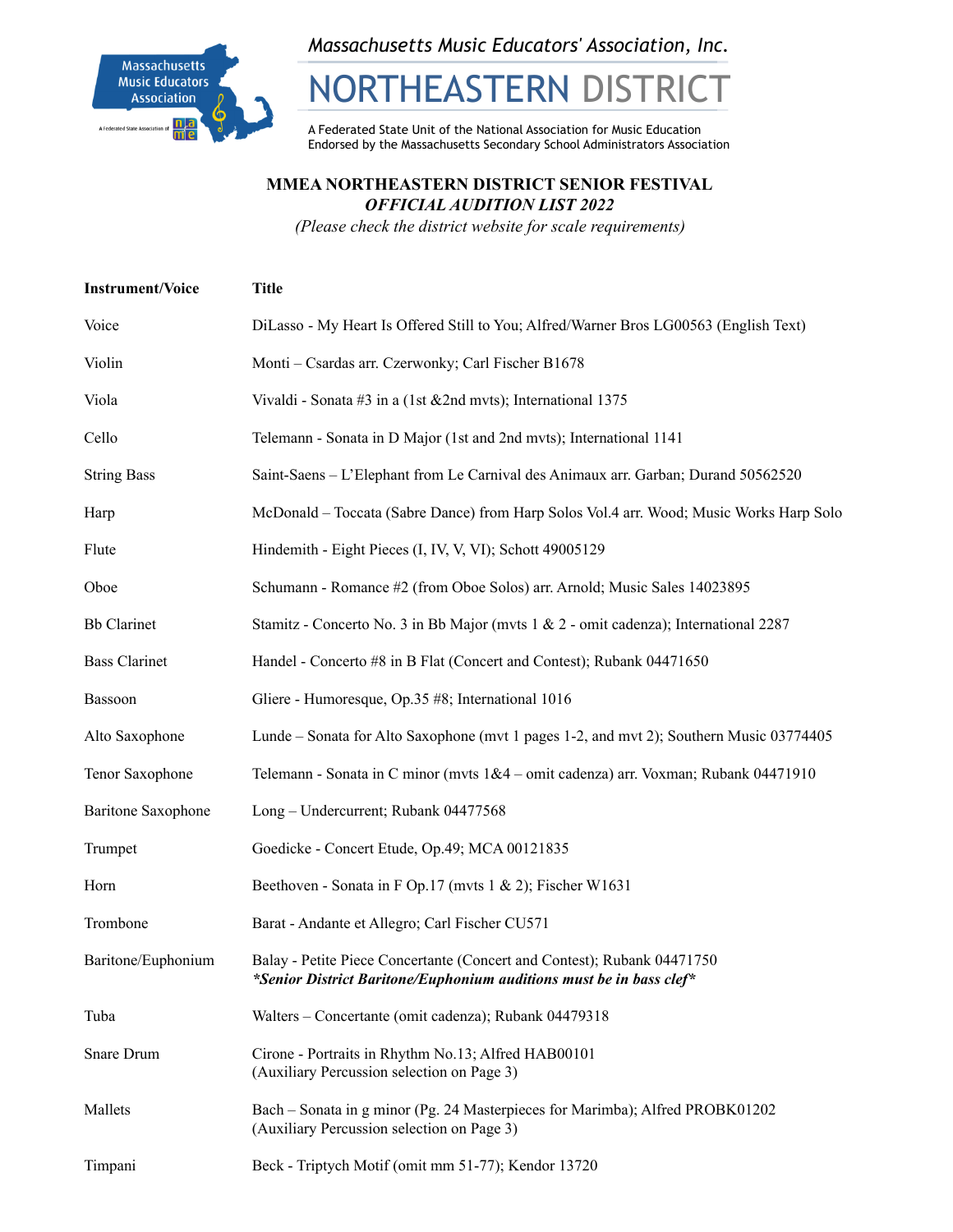*Massachusetts Music Educators' Association, Inc.*

# NORTHEASTERN DISTRICT

A Federated State Unit of the National Association for Music Education
Endorsed by the Massachusetts Secondary School Administrators Association

## MMEA NORTHEASTERN DISTRICT SENIOR FESTIVAL
### *OFFICIAL AUDITION LIST 2022*
*(Please check the district website for scale requirements)*

| Instrument/Voice | Title |
|---|---|
| Voice | DiLasso - My Heart Is Offered Still to You; Alfred/Warner Bros LG00563 (English Text) |
| Violin | Monti – Csardas arr. Czerwonky; Carl Fischer B1678 |
| Viola | Vivaldi - Sonata #3 in a (1st &2nd mvts); International 1375 |
| Cello | Telemann - Sonata in D Major (1st and 2nd mvts); International 1141 |
| String Bass | Saint-Saens – L'Elephant from Le Carnival des Animaux arr. Garban; Durand 50562520 |
| Harp | McDonald – Toccata (Sabre Dance) from Harp Solos Vol.4 arr. Wood; Music Works Harp Solo |
| Flute | Hindemith - Eight Pieces (I, IV, V, VI); Schott 49005129 |
| Oboe | Schumann - Romance #2 (from Oboe Solos) arr. Arnold; Music Sales 14023895 |
| Bb Clarinet | Stamitz - Concerto No. 3 in Bb Major (mvts 1 & 2 - omit cadenza); International 2287 |
| Bass Clarinet | Handel - Concerto #8 in B Flat (Concert and Contest); Rubank 04471650 |
| Bassoon | Gliere - Humoresque, Op.35 #8; International 1016 |
| Alto Saxophone | Lunde – Sonata for Alto Saxophone (mvt 1 pages 1-2, and mvt 2); Southern Music 03774405 |
| Tenor Saxophone | Telemann - Sonata in C minor (mvts 1&4 – omit cadenza) arr. Voxman; Rubank 04471910 |
| Baritone Saxophone | Long – Undercurrent; Rubank 04477568 |
| Trumpet | Goedicke - Concert Etude, Op.49; MCA 00121835 |
| Horn | Beethoven - Sonata in F Op.17 (mvts 1 & 2); Fischer W1631 |
| Trombone | Barat - Andante et Allegro; Carl Fischer CU571 |
| Baritone/Euphonium | Balay - Petite Piece Concertante (Concert and Contest); Rubank 04471750<br>***\*Senior District Baritone/Euphonium auditions must be in bass clef\**** |
| Tuba | Walters – Concertante (omit cadenza); Rubank 04479318 |
| Snare Drum | Cirone - Portraits in Rhythm No.13; Alfred HAB00101<br>(Auxiliary Percussion selection on Page 3) |
| Mallets | Bach – Sonata in g minor (Pg. 24 Masterpieces for Marimba); Alfred PROBK01202<br>(Auxiliary Percussion selection on Page 3) |
| Timpani | Beck - Triptych Motif (omit mm 51-77); Kendor 13720 |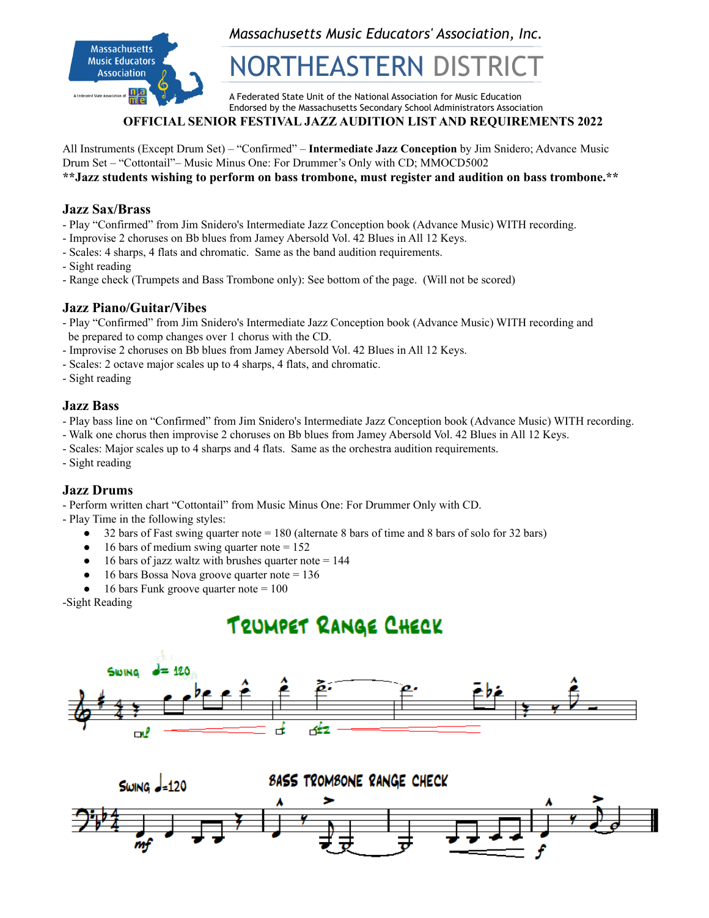Massachusetts Music Educators' Association, Inc.

# NORTHEASTERN DISTRICT

A Federated State Unit of the National Association for Music Education
Endorsed by the Massachusetts Secondary School Administrators Association

**OFFICIAL SENIOR FESTIVAL JAZZ AUDITION LIST AND REQUIREMENTS 2022**

All Instruments (Except Drum Set) – "Confirmed" – **Intermediate Jazz Conception** by Jim Snidero; Advance Music
Drum Set – "Cottontail"– Music Minus One: For Drummer's Only with CD; MMOCD5002

****Jazz students wishing to perform on bass trombone, must register and audition on bass trombone.****

### Jazz Sax/Brass

- Play "Confirmed" from Jim Snidero's Intermediate Jazz Conception book (Advance Music) WITH recording.
- Improvise 2 choruses on Bb blues from Jamey Abersold Vol. 42 Blues in All 12 Keys.
- Scales: 4 sharps, 4 flats and chromatic. Same as the band audition requirements.
- Sight reading
- Range check (Trumpets and Bass Trombone only): See bottom of the page. (Will not be scored)

### Jazz Piano/Guitar/Vibes

- Play "Confirmed" from Jim Snidero's Intermediate Jazz Conception book (Advance Music) WITH recording and be prepared to comp changes over 1 chorus with the CD.
- Improvise 2 choruses on Bb blues from Jamey Abersold Vol. 42 Blues in All 12 Keys.
- Scales: 2 octave major scales up to 4 sharps, 4 flats, and chromatic.
- Sight reading

### Jazz Bass

- Play bass line on "Confirmed" from Jim Snidero's Intermediate Jazz Conception book (Advance Music) WITH recording.
- Walk one chorus then improvise 2 choruses on Bb blues from Jamey Abersold Vol. 42 Blues in All 12 Keys.
- Scales: Major scales up to 4 sharps and 4 flats. Same as the orchestra audition requirements.
- Sight reading

### Jazz Drums

- Perform written chart "Cottontail" from Music Minus One: For Drummer Only with CD.
- Play Time in the following styles:
  - 32 bars of Fast swing quarter note = 180 (alternate 8 bars of time and 8 bars of solo for 32 bars)
  - 16 bars of medium swing quarter note = 152
  - 16 bars of jazz waltz with brushes quarter note = 144
  - 16 bars Bossa Nova groove quarter note = 136
  - 16 bars Funk groove quarter note = 100

-Sight Reading

## Trumpet Range Check

Swing ♩= 120

## Bass Trombone Range Check

Swing ♩=120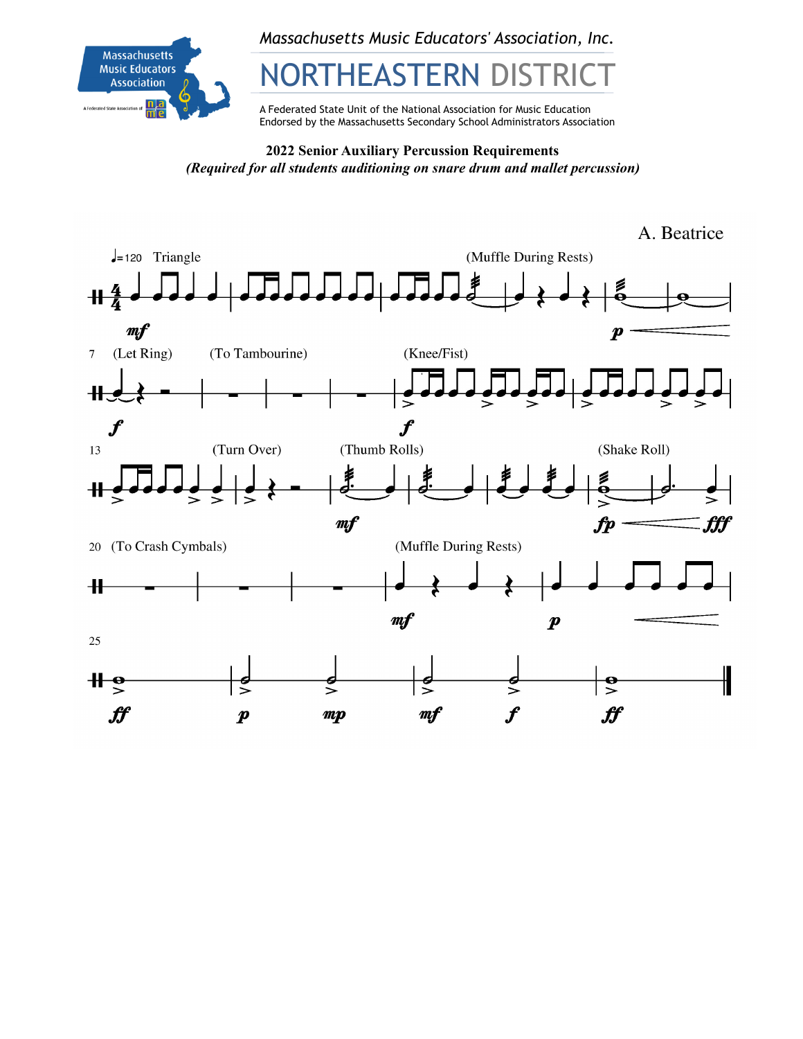Massachusetts Music Educators' Association, Inc.

# NORTHEASTERN DISTRICT

A Federated State Unit of the National Association for Music Education
Endorsed by the Massachusetts Secondary School Administrators Association

**2022 Senior Auxiliary Percussion Requirements**
***(Required for all students auditioning on snare drum and mallet percussion)***

A. Beatrice